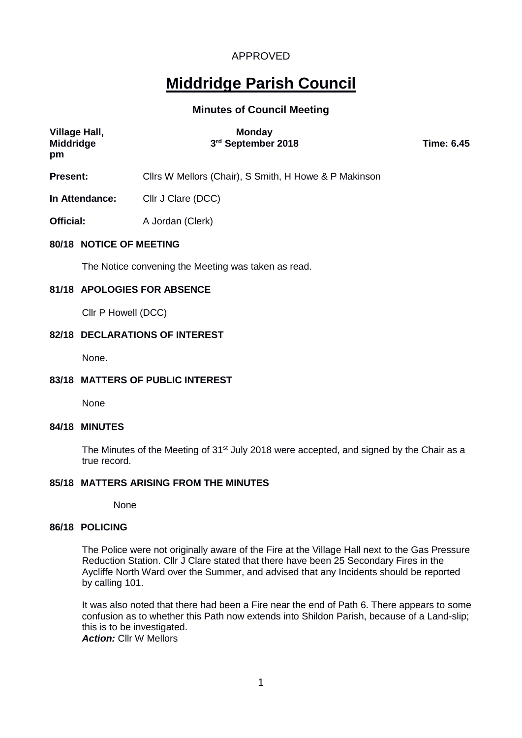APPROVED

# Middridge Parish Council

## Minutes of Council Meeting

**Village Hall, Middridge** **Monday 3rd September 2018** **Time: 6.45 pm**

**Present:** Cllrs W Mellors (Chair), S Smith, H Howe & P Makinson

**In Attendance:** Cllr J Clare (DCC)

**Official:** A Jordan (Clerk)

### 80/18 NOTICE OF MEETING

The Notice convening the Meeting was taken as read.

### 81/18 APOLOGIES FOR ABSENCE

Cllr P Howell (DCC)

### 82/18 DECLARATIONS OF INTEREST

None.

### 83/18 MATTERS OF PUBLIC INTEREST

None

### 84/18 MINUTES

The Minutes of the Meeting of 31st July 2018 were accepted, and signed by the Chair as a true record.

### 85/18 MATTERS ARISING FROM THE MINUTES

None

### 86/18 POLICING

The Police were not originally aware of the Fire at the Village Hall next to the Gas Pressure Reduction Station. Cllr J Clare stated that there have been 25 Secondary Fires in the Aycliffe North Ward over the Summer, and advised that any Incidents should be reported by calling 101.

It was also noted that there had been a Fire near the end of Path 6. There appears to some confusion as to whether this Path now extends into Shildon Parish, because of a Land-slip; this is to be investigated.
***Action:*** Cllr W Mellors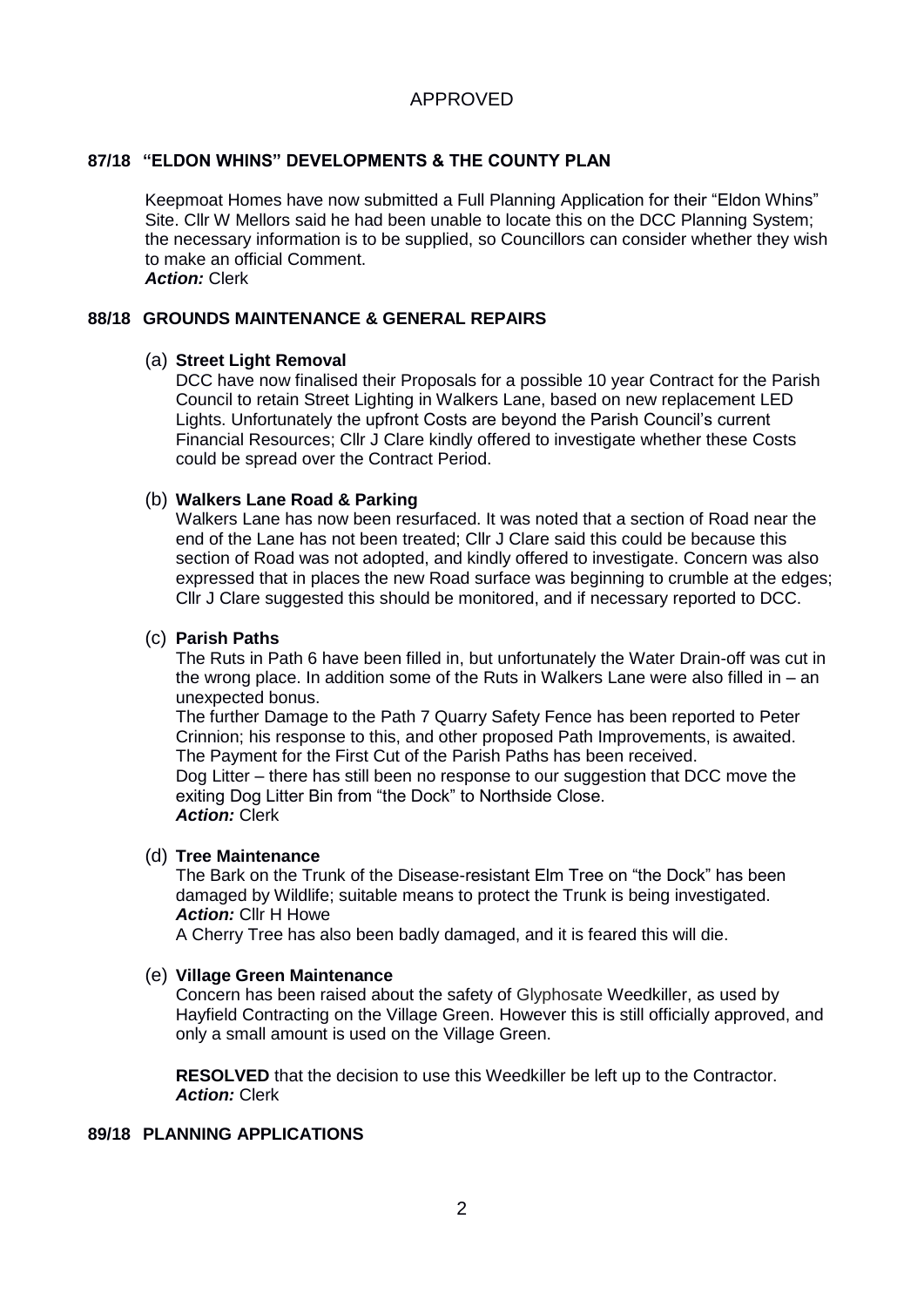APPROVED

## 87/18 "ELDON WHINS" DEVELOPMENTS & THE COUNTY PLAN

Keepmoat Homes have now submitted a Full Planning Application for their "Eldon Whins" Site. Cllr W Mellors said he had been unable to locate this on the DCC Planning System; the necessary information is to be supplied, so Councillors can consider whether they wish to make an official Comment.
***Action:*** Clerk

## 88/18 GROUNDS MAINTENANCE & GENERAL REPAIRS

### (a) Street Light Removal

DCC have now finalised their Proposals for a possible 10 year Contract for the Parish Council to retain Street Lighting in Walkers Lane, based on new replacement LED Lights. Unfortunately the upfront Costs are beyond the Parish Council's current Financial Resources; Cllr J Clare kindly offered to investigate whether these Costs could be spread over the Contract Period.

### (b) Walkers Lane Road & Parking

Walkers Lane has now been resurfaced. It was noted that a section of Road near the end of the Lane has not been treated; Cllr J Clare said this could be because this section of Road was not adopted, and kindly offered to investigate. Concern was also expressed that in places the new Road surface was beginning to crumble at the edges; Cllr J Clare suggested this should be monitored, and if necessary reported to DCC.

### (c) Parish Paths

The Ruts in Path 6 have been filled in, but unfortunately the Water Drain-off was cut in the wrong place. In addition some of the Ruts in Walkers Lane were also filled in – an unexpected bonus.
The further Damage to the Path 7 Quarry Safety Fence has been reported to Peter Crinnion; his response to this, and other proposed Path Improvements, is awaited.
The Payment for the First Cut of the Parish Paths has been received.
Dog Litter – there has still been no response to our suggestion that DCC move the exiting Dog Litter Bin from "the Dock" to Northside Close.
***Action:*** Clerk

### (d) Tree Maintenance

The Bark on the Trunk of the Disease-resistant Elm Tree on "the Dock" has been damaged by Wildlife; suitable means to protect the Trunk is being investigated.
***Action:*** Cllr H Howe
A Cherry Tree has also been badly damaged, and it is feared this will die.

### (e) Village Green Maintenance

Concern has been raised about the safety of Glyphosate Weedkiller, as used by Hayfield Contracting on the Village Green. However this is still officially approved, and only a small amount is used on the Village Green.

**RESOLVED** that the decision to use this Weedkiller be left up to the Contractor.
***Action:*** Clerk

## 89/18 PLANNING APPLICATIONS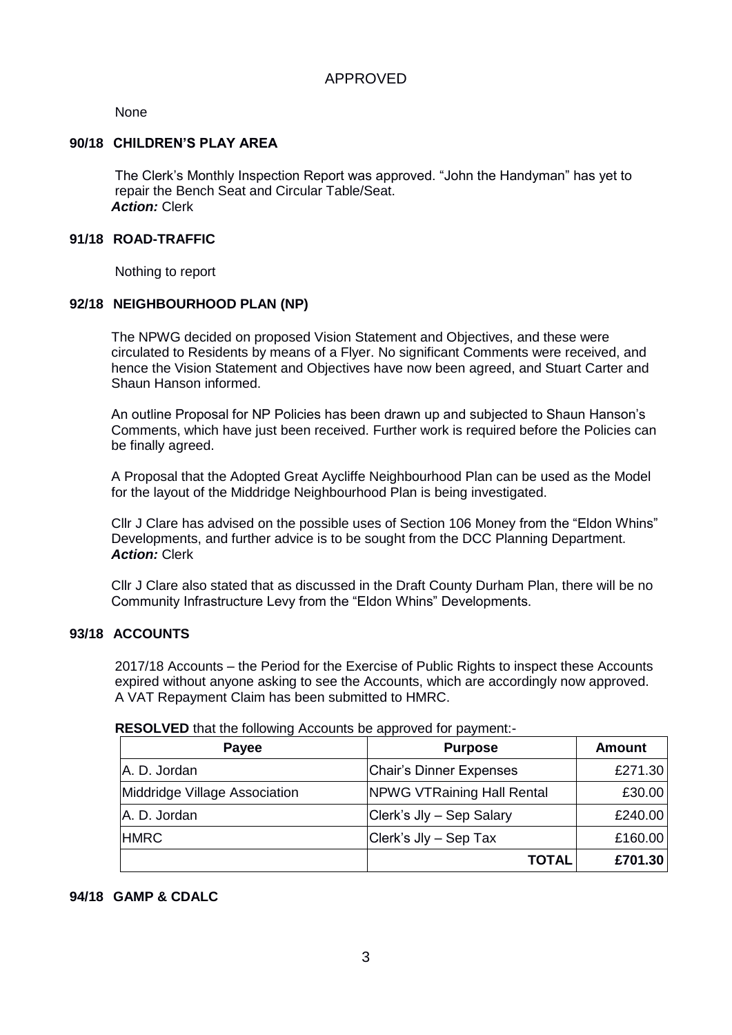APPROVED

None

### 90/18 CHILDREN'S PLAY AREA

The Clerk's Monthly Inspection Report was approved. "John the Handyman" has yet to repair the Bench Seat and Circular Table/Seat.
***Action:*** Clerk

### 91/18 ROAD-TRAFFIC

Nothing to report

### 92/18 NEIGHBOURHOOD PLAN (NP)

The NPWG decided on proposed Vision Statement and Objectives, and these were circulated to Residents by means of a Flyer. No significant Comments were received, and hence the Vision Statement and Objectives have now been agreed, and Stuart Carter and Shaun Hanson informed.

An outline Proposal for NP Policies has been drawn up and subjected to Shaun Hanson's Comments, which have just been received. Further work is required before the Policies can be finally agreed.

A Proposal that the Adopted Great Aycliffe Neighbourhood Plan can be used as the Model for the layout of the Middridge Neighbourhood Plan is being investigated.

Cllr J Clare has advised on the possible uses of Section 106 Money from the "Eldon Whins" Developments, and further advice is to be sought from the DCC Planning Department.
***Action:*** Clerk

Cllr J Clare also stated that as discussed in the Draft County Durham Plan, there will be no Community Infrastructure Levy from the "Eldon Whins" Developments.

### 93/18 ACCOUNTS

2017/18 Accounts – the Period for the Exercise of Public Rights to inspect these Accounts expired without anyone asking to see the Accounts, which are accordingly now approved. A VAT Repayment Claim has been submitted to HMRC.

**RESOLVED** that the following Accounts be approved for payment:-

| Payee | Purpose | Amount |
|---|---|---|
| A. D. Jordan | Chair's Dinner Expenses | £271.30 |
| Middridge Village Association | NPWG VTRaining Hall Rental | £30.00 |
| A. D. Jordan | Clerk's Jly – Sep Salary | £240.00 |
| HMRC | Clerk's Jly – Sep Tax | £160.00 |
| | **TOTAL** | **£701.30** |

### 94/18 GAMP & CDALC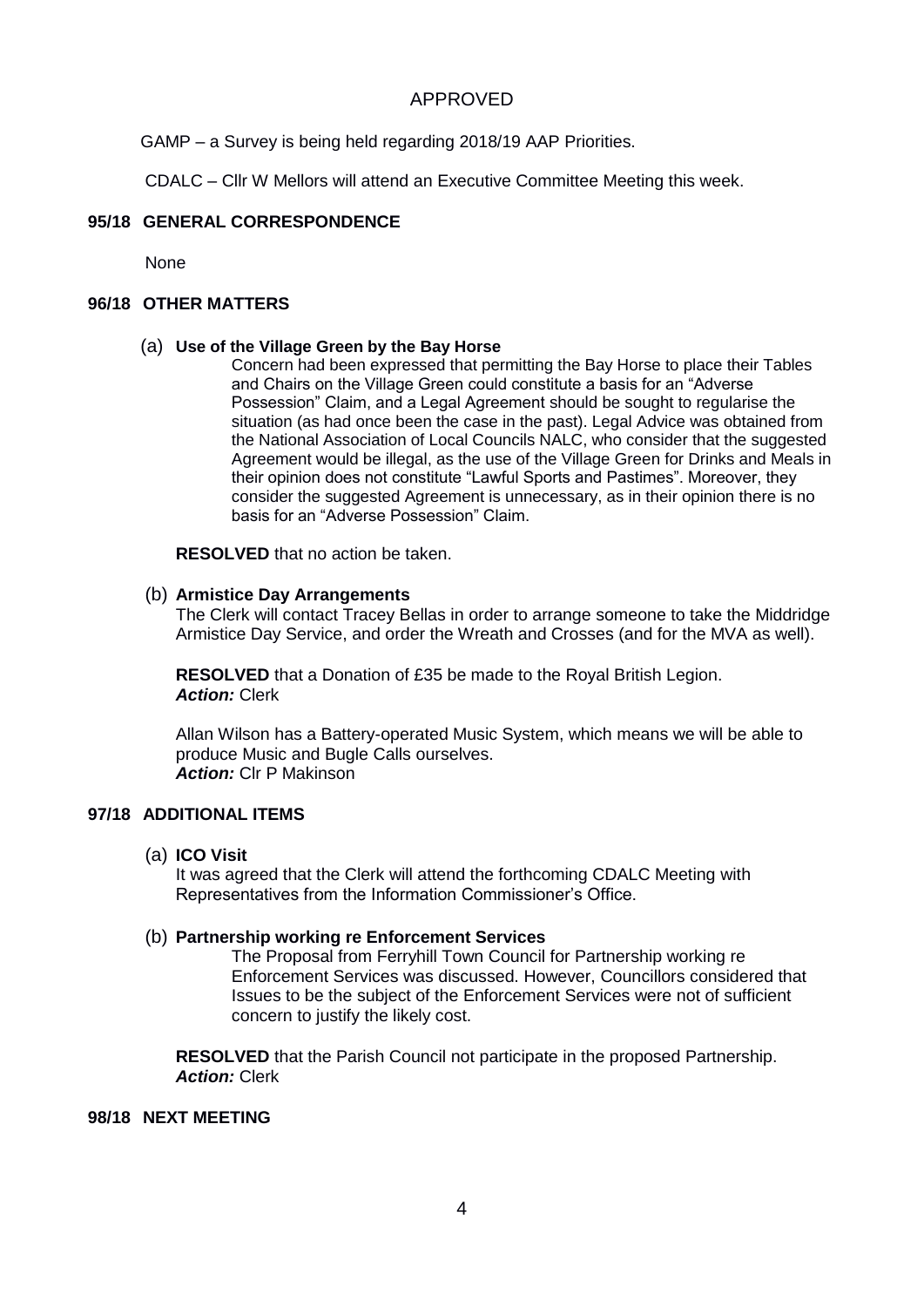APPROVED

GAMP – a Survey is being held regarding 2018/19 AAP Priorities.

CDALC – Cllr W Mellors will attend an Executive Committee Meeting this week.

**95/18 GENERAL CORRESPONDENCE**

None

**96/18 OTHER MATTERS**

(a) **Use of the Village Green by the Bay Horse**

Concern had been expressed that permitting the Bay Horse to place their Tables and Chairs on the Village Green could constitute a basis for an "Adverse Possession" Claim, and a Legal Agreement should be sought to regularise the situation (as had once been the case in the past). Legal Advice was obtained from the National Association of Local Councils NALC, who consider that the suggested Agreement would be illegal, as the use of the Village Green for Drinks and Meals in their opinion does not constitute "Lawful Sports and Pastimes". Moreover, they consider the suggested Agreement is unnecessary, as in their opinion there is no basis for an "Adverse Possession" Claim.

**RESOLVED** that no action be taken.

(b) **Armistice Day Arrangements**

The Clerk will contact Tracey Bellas in order to arrange someone to take the Middridge Armistice Day Service, and order the Wreath and Crosses (and for the MVA as well).

**RESOLVED** that a Donation of £35 be made to the Royal British Legion.
***Action:*** Clerk

Allan Wilson has a Battery-operated Music System, which means we will be able to produce Music and Bugle Calls ourselves.
***Action:*** Clr P Makinson

**97/18 ADDITIONAL ITEMS**

(a) **ICO Visit**

It was agreed that the Clerk will attend the forthcoming CDALC Meeting with Representatives from the Information Commissioner's Office.

(b) **Partnership working re Enforcement Services**

The Proposal from Ferryhill Town Council for Partnership working re Enforcement Services was discussed. However, Councillors considered that Issues to be the subject of the Enforcement Services were not of sufficient concern to justify the likely cost.

**RESOLVED** that the Parish Council not participate in the proposed Partnership.
***Action:*** Clerk

**98/18 NEXT MEETING**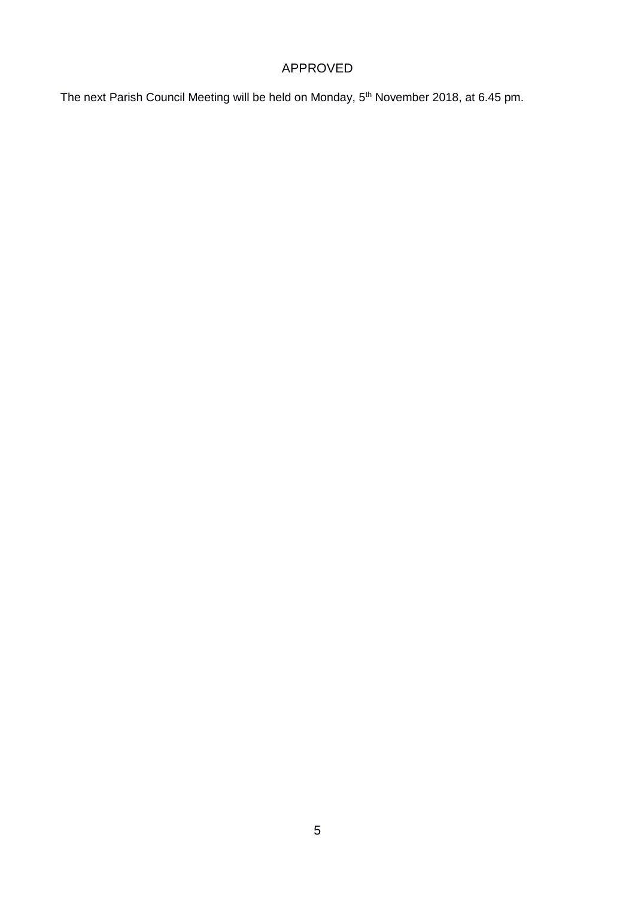APPROVED

The next Parish Council Meeting will be held on Monday, 5th November 2018, at 6.45 pm.